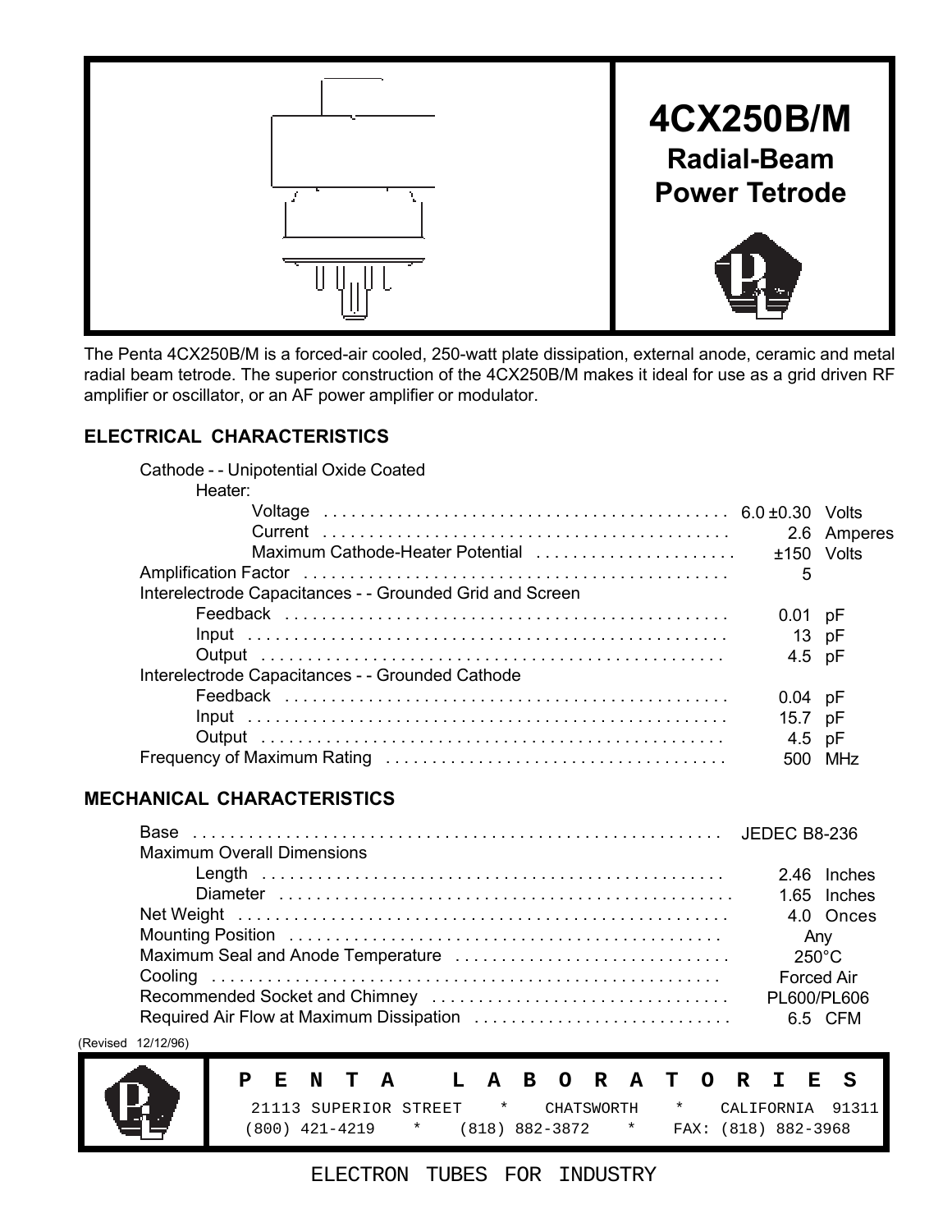# 4CX250B/M

## Radial-Beam Power Tetrode

The Penta 4CX250B/M is a forced-air cooled, 250-watt plate dissipation, external anode, ceramic and metal radial beam tetrode. The superior construction of the 4CX250B/M makes it ideal for use as a grid driven RF amplifier or oscillator, or an AF power amplifier or modulator.

### ELECTRICAL CHARACTERISTICS

| Parameter | Value | Unit |
|---|---|---|
| Cathode - - Unipotential Oxide Coated | | |
| Heater: | | |
| Voltage | 6.0 ±0.30 | Volts |
| Current | 2.6 | Amperes |
| Maximum Cathode-Heater Potential | ±150 | Volts |
| Amplification Factor | 5 | |
| Interelectrode Capacitances - - Grounded Grid and Screen | | |
| Feedback | 0.01 | pF |
| Input | 13 | pF |
| Output | 4.5 | pF |
| Interelectrode Capacitances - - Grounded Cathode | | |
| Feedback | 0.04 | pF |
| Input | 15.7 | pF |
| Output | 4.5 | pF |
| Frequency of Maximum Rating | 500 | MHz |

### MECHANICAL CHARACTERISTICS

| Parameter | Value | Unit |
|---|---|---|
| Base | JEDEC B8-236 | |
| Maximum Overall Dimensions | | |
| Length | 2.46 | Inches |
| Diameter | 1.65 | Inches |
| Net Weight | 4.0 | Onces |
| Mounting Position | Any | |
| Maximum Seal and Anode Temperature | 250°C | |
| Cooling | Forced Air | |
| Recommended Socket and Chimney | PL600/PL606 | |
| Required Air Flow at Maximum Dissipation | 6.5 | CFM |

(Revised 12/12/96)

**P E N T A   L A B O R A T O R I E S**

21113 SUPERIOR STREET * CHATSWORTH * CALIFORNIA 91311
(800) 421-4219 * (818) 882-3872 * FAX: (818) 882-3968

ELECTRON TUBES FOR INDUSTRY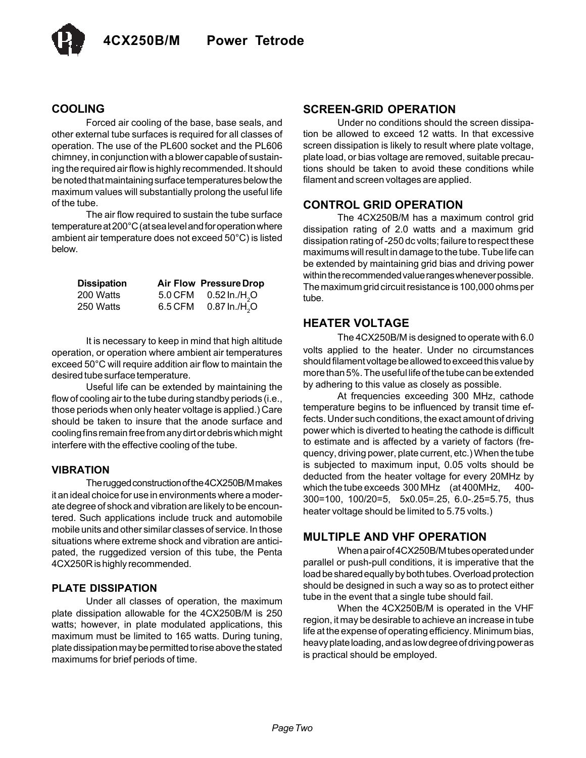## COOLING

Forced air cooling of the base, base seals, and other external tube surfaces is required for all classes of operation. The use of the PL600 socket and the PL606 chimney, in conjunction with a blower capable of sustaining the required air flow is highly recommended. It should be noted that maintaining surface temperatures below the maximum values will substantially prolong the useful life of the tube.

The air flow required to sustain the tube surface temperature at 200°C (at sea level and for operation where ambient air temperature does not exceed 50°C) is listed below.

| Dissipation | Air Flow | Pressure Drop |
|---|---|---|
| 200 Watts | 5.0 CFM | 0.52 In./$H_2O$ |
| 250 Watts | 6.5 CFM | 0.87 In./$H_2O$ |

It is necessary to keep in mind that high altitude operation, or operation where ambient air temperatures exceed 50°C will require addition air flow to maintain the desired tube surface temperature.

Useful life can be extended by maintaining the flow of cooling air to the tube during standby periods (i.e., those periods when only heater voltage is applied.) Care should be taken to insure that the anode surface and cooling fins remain free from any dirt or debris which might interfere with the effective cooling of the tube.

## VIBRATION

The rugged construction of the 4CX250B/M makes it an ideal choice for use in environments where a moderate degree of shock and vibration are likely to be encountered. Such applications include truck and automobile mobile units and other similar classes of service. In those situations where extreme shock and vibration are anticipated, the ruggedized version of this tube, the Penta 4CX250R is highly recommended.

## PLATE DISSIPATION

Under all classes of operation, the maximum plate dissipation allowable for the 4CX250B/M is 250 watts; however, in plate modulated applications, this maximum must be limited to 165 watts. During tuning, plate dissipation may be permitted to rise above the stated maximums for brief periods of time.

## SCREEN-GRID OPERATION

Under no conditions should the screen dissipation be allowed to exceed 12 watts. In that excessive screen dissipation is likely to result where plate voltage, plate load, or bias voltage are removed, suitable precautions should be taken to avoid these conditions while filament and screen voltages are applied.

## CONTROL GRID OPERATION

The 4CX250B/M has a maximum control grid dissipation rating of 2.0 watts and a maximum grid dissipation rating of -250 dc volts; failure to respect these maximums will result in damage to the tube. Tube life can be extended by maintaining grid bias and driving power within the recommended value ranges whenever possible. The maximum grid circuit resistance is 100,000 ohms per tube.

## HEATER VOLTAGE

The 4CX250B/M is designed to operate with 6.0 volts applied to the heater. Under no circumstances should filament voltage be allowed to exceed this value by more than 5%. The useful life of the tube can be extended by adhering to this value as closely as possible.

At frequencies exceeding 300 MHz, cathode temperature begins to be influenced by transit time effects. Under such conditions, the exact amount of driving power which is diverted to heating the cathode is difficult to estimate and is affected by a variety of factors (frequency, driving power, plate current, etc.) When the tube is subjected to maximum input, 0.05 volts should be deducted from the heater voltage for every 20MHz by which the tube exceeds 300 MHz (at 400MHz, 400-300=100, 100/20=5, 5x0.05=.25, 6.0-.25=5.75, thus heater voltage should be limited to 5.75 volts.)

## MULTIPLE AND VHF OPERATION

When a pair of 4CX250B/M tubes operated under parallel or push-pull conditions, it is imperative that the load be shared equally by both tubes. Overload protection should be designed in such a way so as to protect either tube in the event that a single tube should fail.

When the 4CX250B/M is operated in the VHF region, it may be desirable to achieve an increase in tube life at the expense of operating efficiency. Minimum bias, heavy plate loading, and as low degree of driving power as is practical should be employed.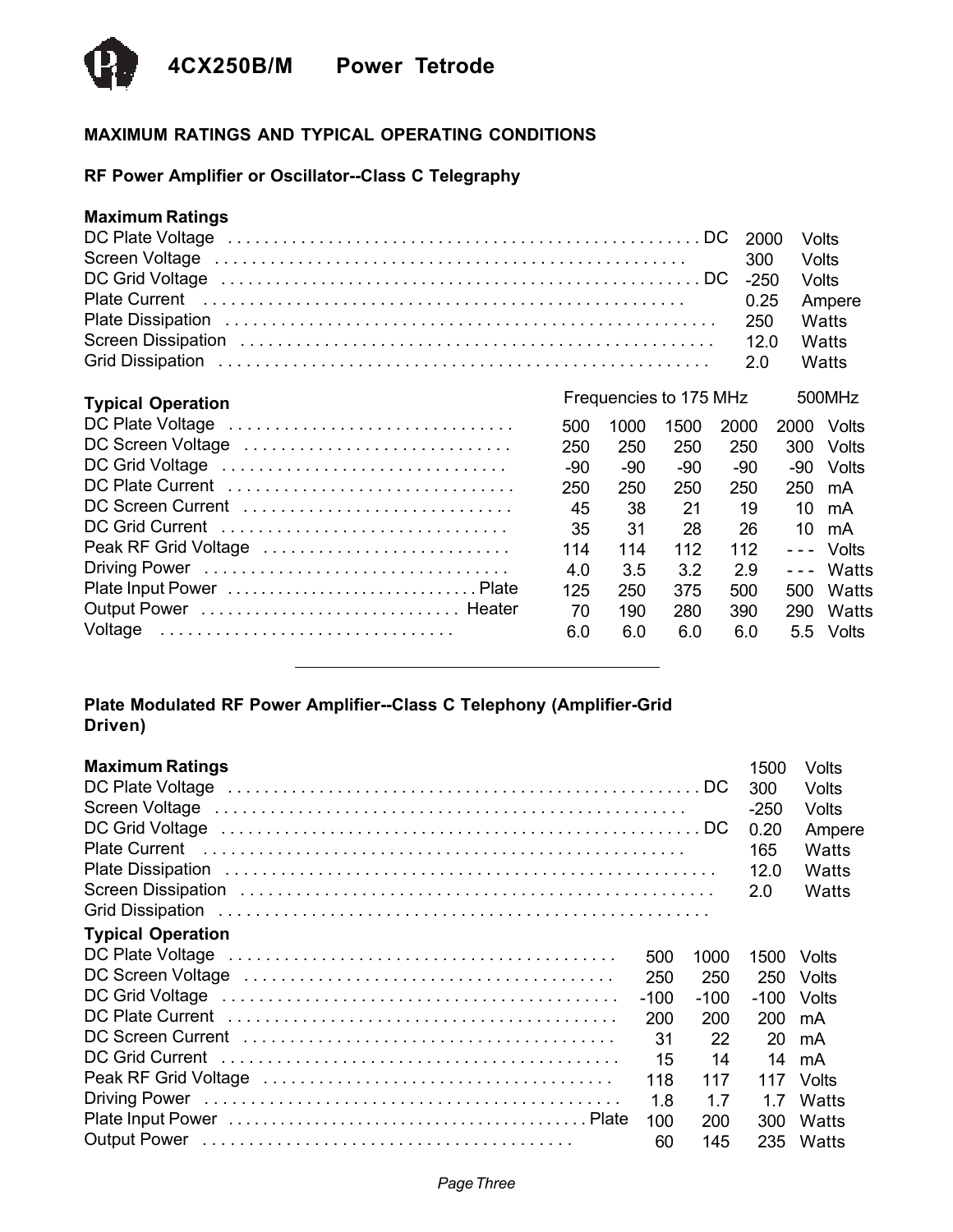## MAXIMUM RATINGS AND TYPICAL OPERATING CONDITIONS

### RF Power Amplifier or Oscillator--Class C Telegraphy

**Maximum Ratings**

| Parameter | | Value | Unit |
|---|---|---|---|
| DC Plate Voltage | DC | 2000 | Volts |
| Screen Voltage | | 300 | Volts |
| DC Grid Voltage | DC | -250 | Volts |
| Plate Current | | 0.25 | Ampere |
| Plate Dissipation | | 250 | Watts |
| Screen Dissipation | | 12.0 | Watts |
| Grid Dissipation | | 2.0 | Watts |

**Typical Operation**

| | Frequencies to 175 MHz | | | | 500MHz | |
|---|---|---|---|---|---|---|
| DC Plate Voltage | 500 | 1000 | 1500 | 2000 | 2000 | Volts |
| DC Screen Voltage | 250 | 250 | 250 | 250 | 300 | Volts |
| DC Grid Voltage | -90 | -90 | -90 | -90 | -90 | Volts |
| DC Plate Current | 250 | 250 | 250 | 250 | 250 | mA |
| DC Screen Current | 45 | 38 | 21 | 19 | 10 | mA |
| DC Grid Current | 35 | 31 | 28 | 26 | 10 | mA |
| Peak RF Grid Voltage | 114 | 114 | 112 | 112 | - - - | Volts |
| Driving Power | 4.0 | 3.5 | 3.2 | 2.9 | - - - | Watts |
| Plate Input Power | 125 | 250 | 375 | 500 | 500 | Watts |
| Plate Output Power | 70 | 190 | 280 | 390 | 290 | Watts |
| Heater Voltage | 6.0 | 6.0 | 6.0 | 6.0 | 5.5 | Volts |

---

### Plate Modulated RF Power Amplifier--Class C Telephony (Amplifier-Grid Driven)

**Maximum Ratings**

| Parameter | | Value | Unit |
|---|---|---|---|
| DC Plate Voltage | DC | 1500 | Volts |
| Screen Voltage | | 300 | Volts |
| DC Grid Voltage | DC | -250 | Volts |
| Plate Current | | 0.20 | Ampere |
| Plate Dissipation | | 165 | Watts |
| Screen Dissipation | | 12.0 | Watts |
| Grid Dissipation | | 2.0 | Watts |

**Typical Operation**

| | | | | |
|---|---|---|---|---|
| DC Plate Voltage | 500 | 1000 | 1500 | Volts |
| DC Screen Voltage | 250 | 250 | 250 | Volts |
| DC Grid Voltage | -100 | -100 | -100 | Volts |
| DC Plate Current | 200 | 200 | 200 | mA |
| DC Screen Current | 31 | 22 | 20 | mA |
| DC Grid Current | 15 | 14 | 14 | mA |
| Peak RF Grid Voltage | 118 | 117 | 117 | Volts |
| Driving Power | 1.8 | 1.7 | 1.7 | Watts |
| Plate Input Power | 100 | 200 | 300 | Watts |
| Plate Output Power | 60 | 145 | 235 | Watts |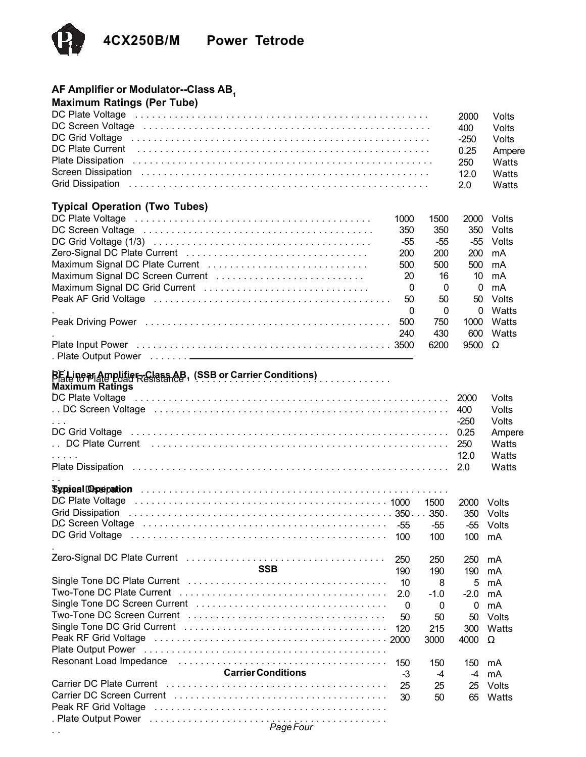# 4CX250B/M Power Tetrode

## AF Amplifier or Modulator--Class $AB_1$

### Maximum Ratings (Per Tube)

| Parameter | Value | Unit |
|---|---|---|
| DC Plate Voltage | 2000 | Volts |
| DC Screen Voltage | 400 | Volts |
| DC Grid Voltage | -250 | Volts |
| DC Plate Current | 0.25 | Ampere |
| Plate Dissipation | 250 | Watts |
| Screen Dissipation | 12.0 | Watts |
| Grid Dissipation | 2.0 | Watts |

### Typical Operation (Two Tubes)

| Parameter | | | | Unit |
|---|---|---|---|---|
| DC Plate Voltage | 1000 | 1500 | 2000 | Volts |
| DC Screen Voltage | 350 | 350 | 350 | Volts |
| DC Grid Voltage (1/3) | -55 | -55 | -55 | Volts |
| Zero-Signal DC Plate Current | 200 | 200 | 200 | mA |
| Maximum Signal DC Plate Current | 500 | 500 | 500 | mA |
| Maximum Signal DC Screen Current | 20 | 16 | 10 | mA |
| Maximum Signal DC Grid Current | 0 | 0 | 0 | mA |
| Peak AF Grid Voltage | 50 | 50 | 50 | Volts |
| . | 0 | 0 | 0 | Watts |
| Peak Driving Power | 500 | 750 | 1000 | Watts |
| . | 240 | 430 | 600 | Watts |
| Plate Input Power | 3500 | 6200 | 9500 | Ω |
| . Plate Output Power | | | | |
| Plate to Plate Load Resistance | | | | |

## RF Linear Amplifier--Class $AB_1$ (SSB or Carrier Conditions)

### Maximum Ratings

| Parameter | Value | Unit |
|---|---|---|
| DC Plate Voltage | 2000 | Volts |
| . . DC Screen Voltage | 400 | Volts |
| . . . | -250 | Volts |
| DC Grid Voltage | 0.25 | Ampere |
| . . DC Plate Current | 250 | Watts |
| . . . . . | 12.0 | Watts |
| Plate Dissipation | 2.0 | Watts |
| . . | | |
| Screen Dissipation | | |

### Typical Operation

| Parameter | | | | Unit |
|---|---|---|---|---|
| DC Plate Voltage | 1000 | 1500 | 2000 | Volts |
| Grid Dissipation | 350 | 350 | 350 | Volts |
| DC Screen Voltage | -55 | -55 | -55 | Volts |
| DC Grid Voltage | 100 | 100 | 100 | mA |
| . | | | | |
| Zero-Signal DC Plate Current | 250 | 250 | 250 | mA |
| **SSB** | 190 | 190 | 190 | mA |
| Single Tone DC Plate Current | 10 | 8 | 5 | mA |
| Two-Tone DC Plate Current | 2.0 | -1.0 | -2.0 | mA |
| Single Tone DC Screen Current | 0 | 0 | 0 | mA |
| Two-Tone DC Screen Current | 50 | 50 | 50 | Volts |
| Single Tone DC Grid Current | 120 | 215 | 300 | Watts |
| Peak RF Grid Voltage | 2000 | 3000 | 4000 | Ω |
| Plate Output Power | | | | |
| Resonant Load Impedance | 150 | 150 | 150 | mA |
| **Carrier Conditions** | -3 | -4 | -4 | mA |
| Carrier DC Plate Current | 25 | 25 | 25 | Volts |
| Carrier DC Screen Current | 30 | 50 | 65 | Watts |
| Peak RF Grid Voltage | | | | |
| . Plate Output Power | | | | |
| . . | | | | |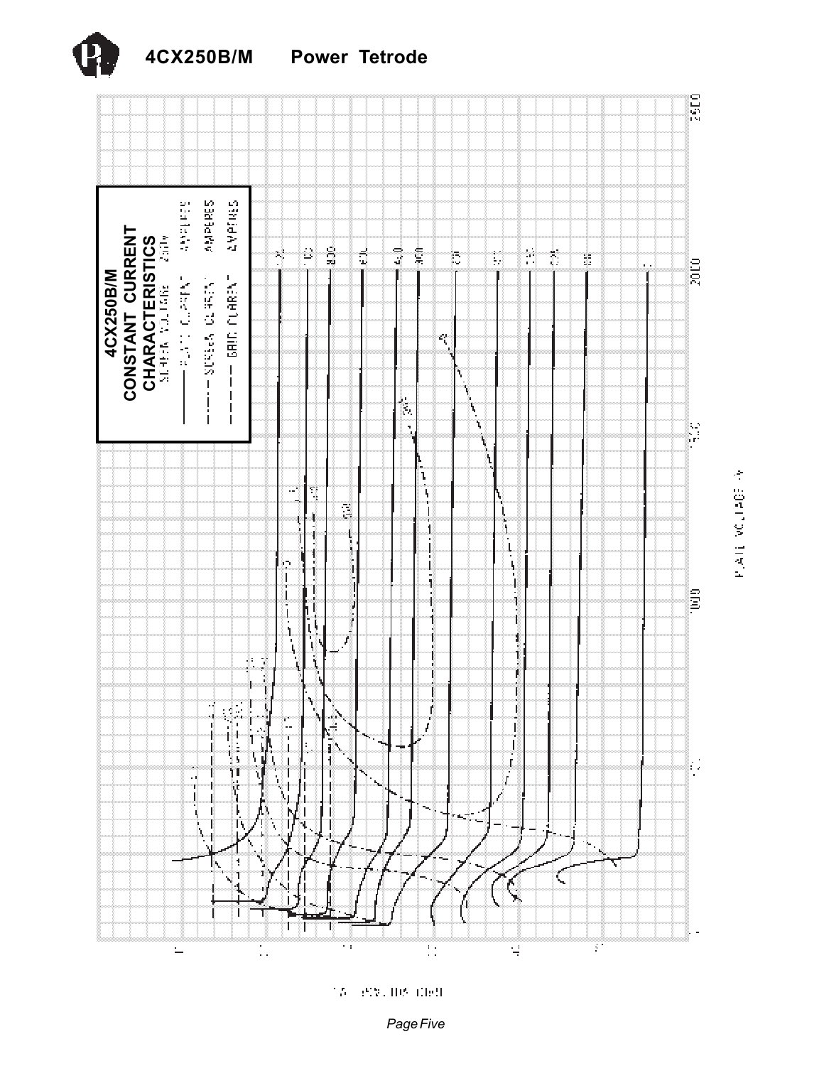**4CX250B/M CONSTANT CURRENT CHARACTERISTICS**

SCREEN VOLTAGE 250V

- ——— PLATE CURRENT AMPERES
- —·—·— SCREEN CURRENT AMPERES
- — — — GRID CURRENT AMPERES

PLATE VOLTAGE (V)

GRID VOLTAGE (V)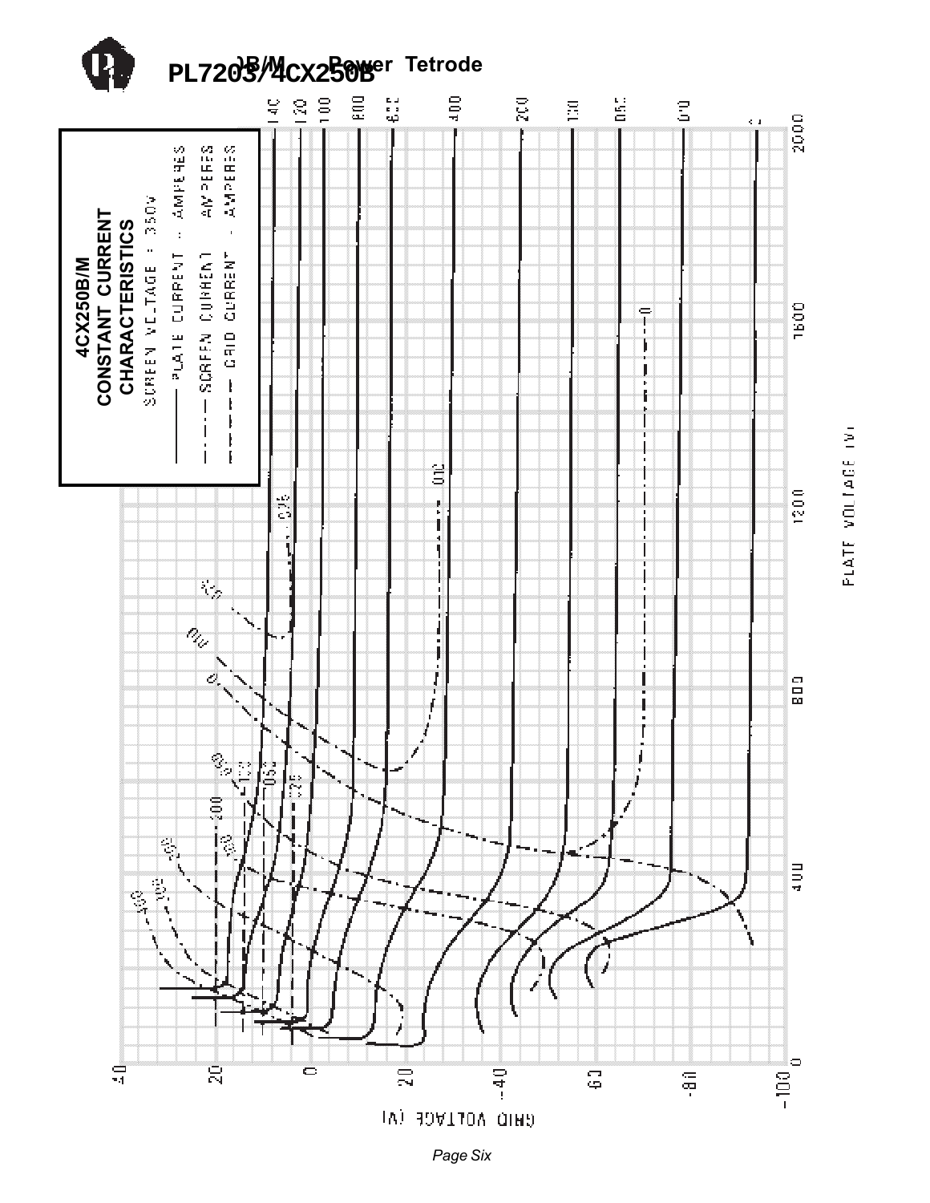## 4CX250B/M CONSTANT CURRENT CHARACTERISTICS

SCREEN VOLTAGE = 350V

- ——— PLATE CURRENT - AMPERES
- —·—·— SCREEN CURRENT - AMPERES
- - - - - GRID CURRENT - AMPERES

PLATE VOLTAGE (V)

GRID VOLTAGE (V)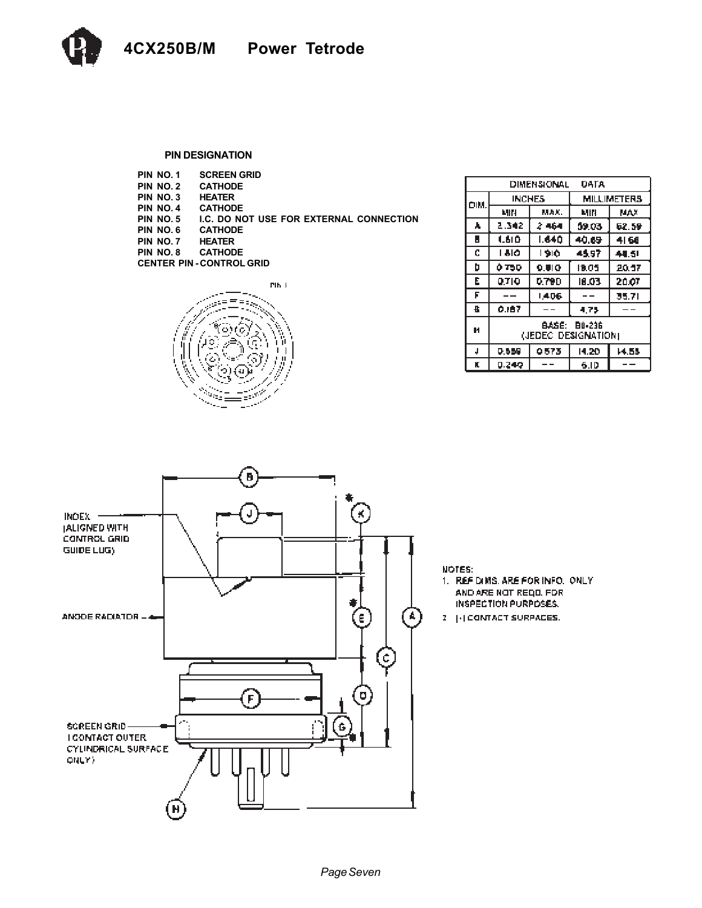# 4CX250B/M Power Tetrode

## PIN DESIGNATION

PIN NO. 1 SCREEN GRID
PIN NO. 2 CATHODE
PIN NO. 3 HEATER
PIN NO. 4 CATHODE
PIN NO. 5 I.C. DO NOT USE FOR EXTERNAL CONNECTION
PIN NO. 6 CATHODE
PIN NO. 7 HEATER
PIN NO. 8 CATHODE
CENTER PIN - CONTROL GRID

PIN 1

| DIMENSIONAL DATA | | | | |
|---|---|---|---|---|
| DIM. | INCHES | | MILLIMETERS | |
| | MIN | MAX. | MIN | MAX |
| A | 2.342 | 2.464 | 59.03 | 62.59 |
| B | 1.610 | 1.640 | 40.89 | 41.66 |
| C | 1.810 | 1.910 | 45.97 | 48.51 |
| D | 0.750 | 0.810 | 19.05 | 20.57 |
| E | 0.710 | 0.790 | 18.03 | 20.07 |
| F | -- | 1.406 | -- | 35.71 |
| G | 0.187 | -- | 4.75 | -- |
| H | BASE: B8-236 (JEDEC DESIGNATION) | | | |
| J | 0.559 | 0.573 | 14.20 | 14.55 |
| K | 0.240 | -- | 6.10 | -- |

INDEX (ALIGNED WITH CONTROL GRID GUIDE LUG)

ANODE RADIATOR

SCREEN GRID (CONTACT OUTER CYLINDRICAL SURFACE ONLY)

B J K E A C D F G H

NOTES:
1. REF DIMS. ARE FOR INFO. ONLY AND ARE NOT REQD. FOR INSPECTION PURPOSES.
2. [*] CONTACT SURFACES.